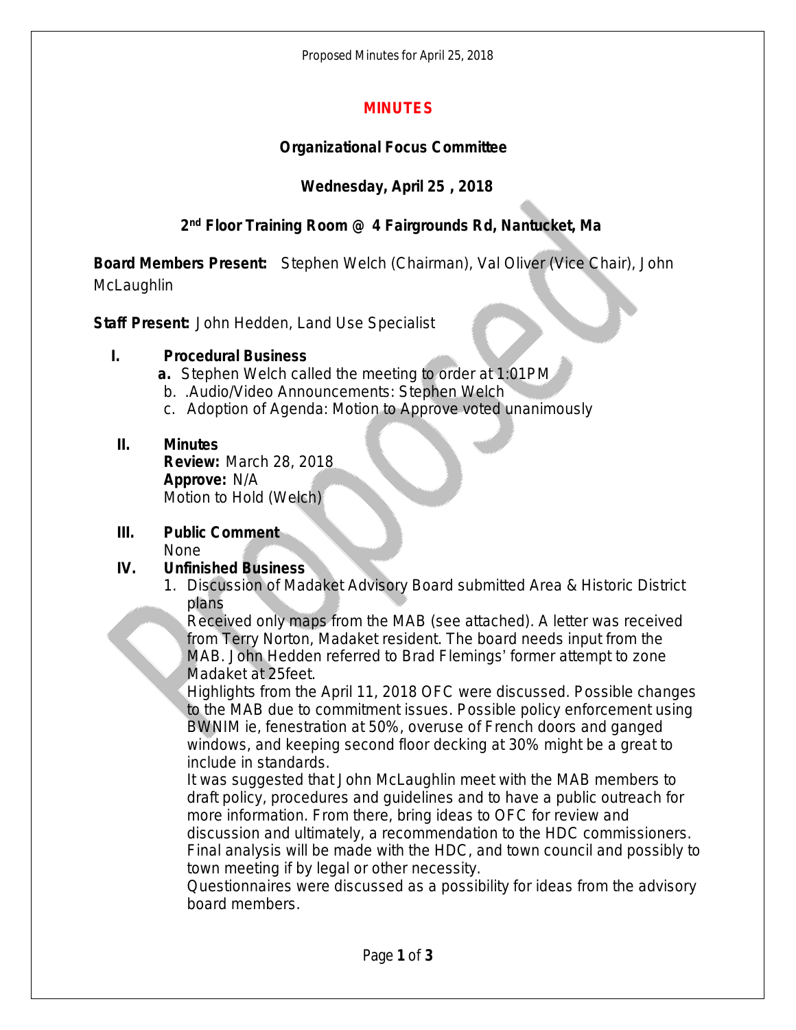# MINUTES

## Organizational Focus Committee

### Wednesday, April 25 , 2018

### 2nd Floor Training Room @ 4 Fairgrounds Rd, Nantucket, Ma

**Board Members Present:** Stephen Welch (Chairman), Val Oliver (Vice Chair), John McLaughlin

**Staff Present:** John Hedden, Land Use Specialist

**I. Procedural Business**

- **a.** Stephen Welch called the meeting to order at 1:01PM
- b. .Audio/Video Announcements: Stephen Welch
- c. Adoption of Agenda: Motion to Approve voted unanimously

**II. Minutes**

**Review:** March 28, 2018
**Approve:** N/A
Motion to Hold (Welch)

**III. Public Comment**

None

**IV. Unfinished Business**

1. Discussion of Madaket Advisory Board submitted Area & Historic District plans

   Received only maps from the MAB (see attached). A letter was received from Terry Norton, Madaket resident. The board needs input from the MAB. John Hedden referred to Brad Flemings' former attempt to zone Madaket at 25feet.

   Highlights from the April 11, 2018 OFC were discussed. Possible changes to the MAB due to commitment issues. Possible policy enforcement using BWNIM ie, fenestration at 50%, overuse of French doors and ganged windows, and keeping second floor decking at 30% might be a great to include in standards.

   It was suggested that John McLaughlin meet with the MAB members to draft policy, procedures and guidelines and to have a public outreach for more information. From there, bring ideas to OFC for review and discussion and ultimately, a recommendation to the HDC commissioners. Final analysis will be made with the HDC, and town council and possibly to town meeting if by legal or other necessity.

   Questionnaires were discussed as a possibility for ideas from the advisory board members.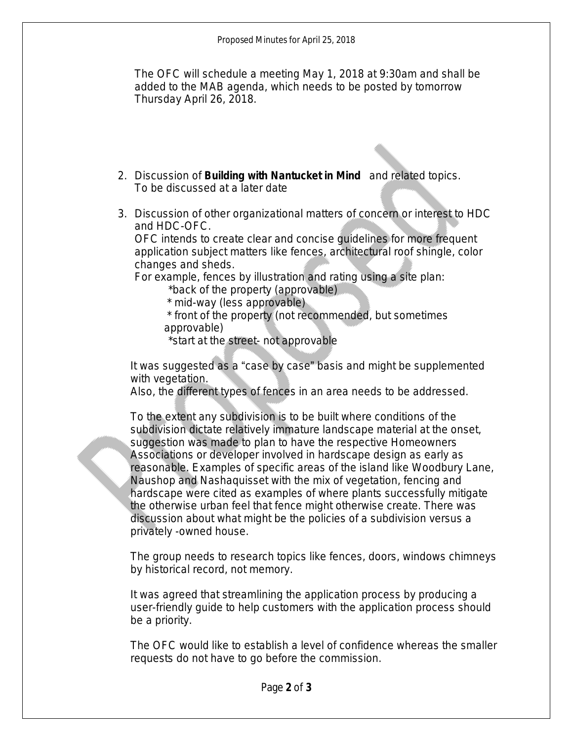The OFC will schedule a meeting May 1, 2018 at 9:30am and shall be added to the MAB agenda, which needs to be posted by tomorrow Thursday April 26, 2018.

2. Discussion of **Building with Nantucket in Mind** and related topics.
   To be discussed at a later date

3. Discussion of other organizational matters of concern or interest to HDC and HDC-OFC.
   OFC intends to create clear and concise guidelines for more frequent application subject matters like fences, architectural roof shingle, color changes and sheds.
   For example, fences by illustration and rating using a site plan:
   - *back of the property (approvable)
   - * mid-way (less approvable)
   - * front of the property (not recommended, but sometimes approvable)
   - *start at the street- not approvable

It was suggested as a "case by case" basis and might be supplemented with vegetation.
Also, the different types of fences in an area needs to be addressed.

To the extent any subdivision is to be built where conditions of the subdivision dictate relatively immature landscape material at the onset, suggestion was made to plan to have the respective Homeowners Associations or developer involved in hardscape design as early as reasonable. Examples of specific areas of the island like Woodbury Lane, Naushop and Nashaquisset with the mix of vegetation, fencing and hardscape were cited as examples of where plants successfully mitigate the otherwise urban feel that fence might otherwise create. There was discussion about what might be the policies of a subdivision versus a privately -owned house.

The group needs to research topics like fences, doors, windows chimneys by historical record, not memory.

It was agreed that streamlining the application process by producing a user-friendly guide to help customers with the application process should be a priority.

The OFC would like to establish a level of confidence whereas the smaller requests do not have to go before the commission.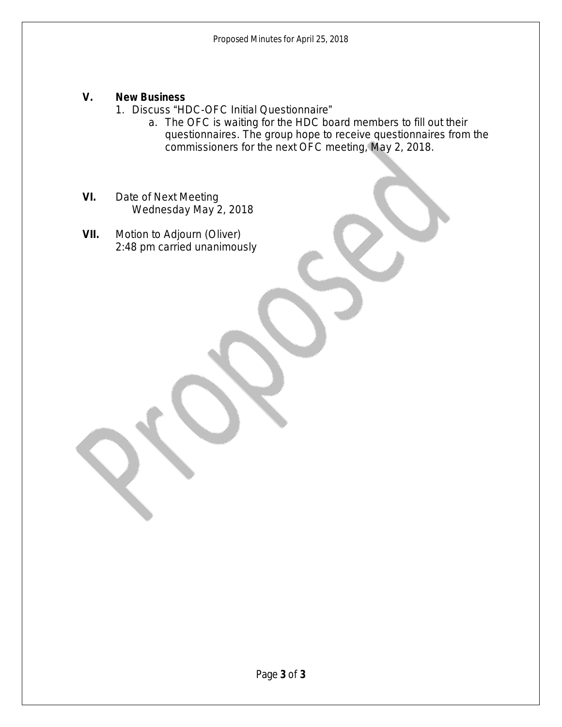**V. New Business**

1. Discuss "HDC-OFC Initial Questionnaire"
   a. The OFC is waiting for the HDC board members to fill out their questionnaires. The group hope to receive questionnaires from the commissioners for the next OFC meeting, May 2, 2018.

**VI.** Date of Next Meeting
   Wednesday May 2, 2018

**VII.** Motion to Adjourn (Oliver)
2:48 pm carried unanimously